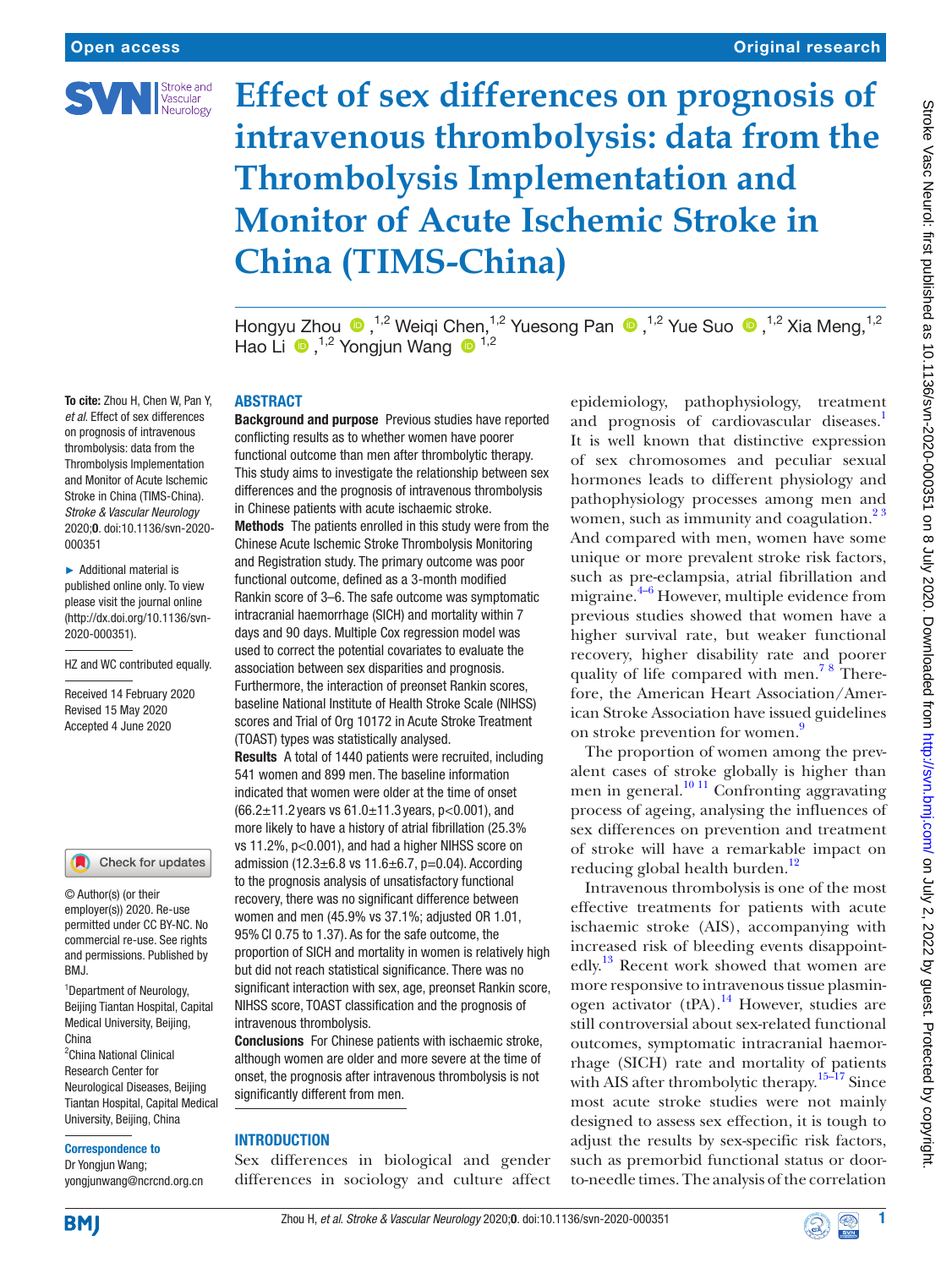# Effect of sex differences on prognosis of intravenous thrombolysis: data from the Thrombolysis Implementation and Monitor of Acute Ischemic Stroke in China (TIMS-China)

Hongyu Zhou [1,2], Weiqi Chen,[1,2] Yuesong Pan [1,2], Yue Suo [1,2], Xia Meng,[1,2] Hao Li [1,2], Yongjun Wang [1,2]

**To cite:** Zhou H, Chen W, Pan Y, *et al*. Effect of sex differences on prognosis of intravenous thrombolysis: data from the Thrombolysis Implementation and Monitor of Acute Ischemic Stroke in China (TIMS-China). *Stroke & Vascular Neurology* 2020;**0**. doi:10.1136/svn-2020-000351

► Additional material is published online only. To view please visit the journal online (http://dx.doi.org/10.1136/svn-2020-000351).

HZ and WC contributed equally.

Received 14 February 2020
Revised 15 May 2020
Accepted 4 June 2020

© Author(s) (or their employer(s)) 2020. Re-use permitted under CC BY-NC. No commercial re-use. See rights and permissions. Published by BMJ.

[1]Department of Neurology, Beijing Tiantan Hospital, Capital Medical University, Beijing, China
[2]China National Clinical Research Center for Neurological Diseases, Beijing Tiantan Hospital, Capital Medical University, Beijing, China

**Correspondence to**
Dr Yongjun Wang; yongjunwang@ncrcnd.org.cn

## ABSTRACT

**Background and purpose** Previous studies have reported conflicting results as to whether women have poorer functional outcome than men after thrombolytic therapy. This study aims to investigate the relationship between sex differences and the prognosis of intravenous thrombolysis in Chinese patients with acute ischaemic stroke.

**Methods** The patients enrolled in this study were from the Chinese Acute Ischemic Stroke Thrombolysis Monitoring and Registration study. The primary outcome was poor functional outcome, defined as a 3-month modified Rankin score of 3–6. The safe outcome was symptomatic intracranial haemorrhage (SICH) and mortality within 7 days and 90 days. Multiple Cox regression model was used to correct the potential covariates to evaluate the association between sex disparities and prognosis. Furthermore, the interaction of preonset Rankin scores, baseline National Institute of Health Stroke Scale (NIHSS) scores and Trial of Org 10172 in Acute Stroke Treatment (TOAST) types was statistically analysed.

**Results** A total of 1440 patients were recruited, including 541 women and 899 men. The baseline information indicated that women were older at the time of onset (66.2±11.2 years vs 61.0±11.3 years, p<0.001), and more likely to have a history of atrial fibrillation (25.3% vs 11.2%, p<0.001), and had a higher NIHSS score on admission (12.3±6.8 vs 11.6±6.7, p=0.04). According to the prognosis analysis of unsatisfactory functional recovery, there was no significant difference between women and men (45.9% vs 37.1%; adjusted OR 1.01, 95% CI 0.75 to 1.37). As for the safe outcome, the proportion of SICH and mortality in women is relatively high but did not reach statistical significance. There was no significant interaction with sex, age, preonset Rankin score, NIHSS score, TOAST classification and the prognosis of intravenous thrombolysis.

**Conclusions** For Chinese patients with ischaemic stroke, although women are older and more severe at the time of onset, the prognosis after intravenous thrombolysis is not significantly different from men.

## INTRODUCTION

Sex differences in biological and gender differences in sociology and culture affect epidemiology, pathophysiology, treatment and prognosis of cardiovascular diseases.[1] It is well known that distinctive expression of sex chromosomes and peculiar sexual hormones leads to different physiology and pathophysiology processes among men and women, such as immunity and coagulation.[2 3] And compared with men, women have some unique or more prevalent stroke risk factors, such as pre-eclampsia, atrial fibrillation and migraine.[4–6] However, multiple evidence from previous studies showed that women have a higher survival rate, but weaker functional recovery, higher disability rate and poorer quality of life compared with men.[7 8] Therefore, the American Heart Association/American Stroke Association have issued guidelines on stroke prevention for women.[9]

The proportion of women among the prevalent cases of stroke globally is higher than men in general.[10 11] Confronting aggravating process of ageing, analysing the influences of sex differences on prevention and treatment of stroke will have a remarkable impact on reducing global health burden.[12]

Intravenous thrombolysis is one of the most effective treatments for patients with acute ischaemic stroke (AIS), accompanying with increased risk of bleeding events disappointedly.[13] Recent work showed that women are more responsive to intravenous tissue plasminogen activator (tPA).[14] However, studies are still controversial about sex-related functional outcomes, symptomatic intracranial haemorrhage (SICH) rate and mortality of patients with AIS after thrombolytic therapy.[15–17] Since most acute stroke studies were not mainly designed to assess sex effection, it is tough to adjust the results by sex-specific risk factors, such as premorbid functional status or door-to-needle times. The analysis of the correlation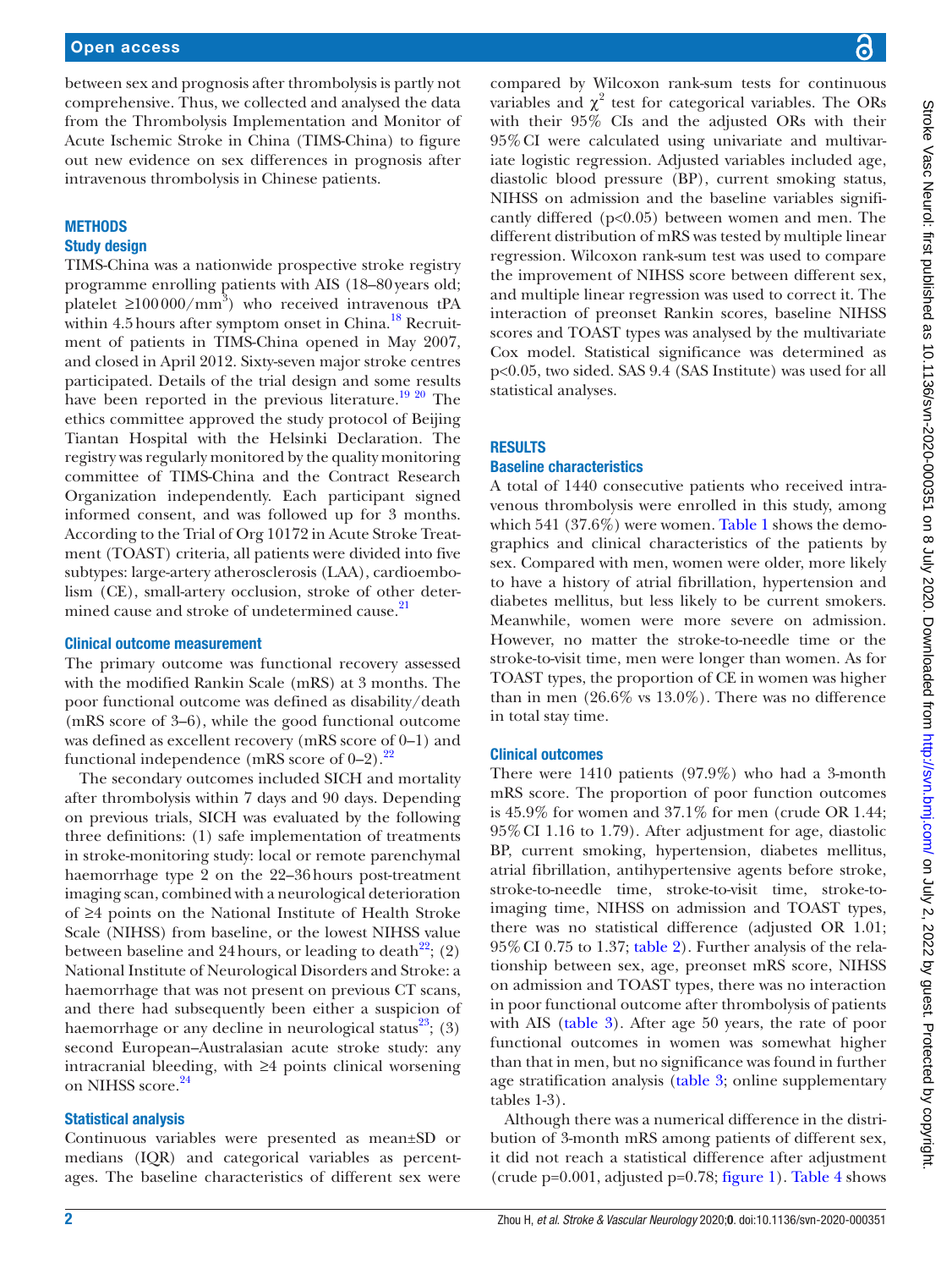between sex and prognosis after thrombolysis is partly not comprehensive. Thus, we collected and analysed the data from the Thrombolysis Implementation and Monitor of Acute Ischemic Stroke in China (TIMS-China) to figure out new evidence on sex differences in prognosis after intravenous thrombolysis in Chinese patients.

## METHODS

### Study design

TIMS-China was a nationwide prospective stroke registry programme enrolling patients with AIS (18–80 years old; platelet ≥100 000/mm$^3$) who received intravenous tPA within 4.5 hours after symptom onset in China.[18] Recruitment of patients in TIMS-China opened in May 2007, and closed in April 2012. Sixty-seven major stroke centres participated. Details of the trial design and some results have been reported in the previous literature.[19 20] The ethics committee approved the study protocol of Beijing Tiantan Hospital with the Helsinki Declaration. The registry was regularly monitored by the quality monitoring committee of TIMS-China and the Contract Research Organization independently. Each participant signed informed consent, and was followed up for 3 months. According to the Trial of Org 10172 in Acute Stroke Treatment (TOAST) criteria, all patients were divided into five subtypes: large-artery atherosclerosis (LAA), cardioembolism (CE), small-artery occlusion, stroke of other determined cause and stroke of undetermined cause.[21]

### Clinical outcome measurement

The primary outcome was functional recovery assessed with the modified Rankin Scale (mRS) at 3 months. The poor functional outcome was defined as disability/death (mRS score of 3–6), while the good functional outcome was defined as excellent recovery (mRS score of 0–1) and functional independence (mRS score of 0–2).[22]

The secondary outcomes included SICH and mortality after thrombolysis within 7 days and 90 days. Depending on previous trials, SICH was evaluated by the following three definitions: (1) safe implementation of treatments in stroke-monitoring study: local or remote parenchymal haemorrhage type 2 on the 22–36 hours post-treatment imaging scan, combined with a neurological deterioration of ≥4 points on the National Institute of Health Stroke Scale (NIHSS) from baseline, or the lowest NIHSS value between baseline and 24 hours, or leading to death[22]; (2) National Institute of Neurological Disorders and Stroke: a haemorrhage that was not present on previous CT scans, and there had subsequently been either a suspicion of haemorrhage or any decline in neurological status[23]; (3) second European–Australasian acute stroke study: any intracranial bleeding, with ≥4 points clinical worsening on NIHSS score.[24]

### Statistical analysis

Continuous variables were presented as mean±SD or medians (IQR) and categorical variables as percentages. The baseline characteristics of different sex were compared by Wilcoxon rank-sum tests for continuous variables and $\chi^2$ test for categorical variables. The ORs with their 95% CIs and the adjusted ORs with their 95% CI were calculated using univariate and multivariate logistic regression. Adjusted variables included age, diastolic blood pressure (BP), current smoking status, NIHSS on admission and the baseline variables significantly differed (p<0.05) between women and men. The different distribution of mRS was tested by multiple linear regression. Wilcoxon rank-sum test was used to compare the improvement of NIHSS score between different sex, and multiple linear regression was used to correct it. The interaction of preonset Rankin scores, baseline NIHSS scores and TOAST types was analysed by the multivariate Cox model. Statistical significance was determined as p<0.05, two sided. SAS 9.4 (SAS Institute) was used for all statistical analyses.

## RESULTS

### Baseline characteristics

A total of 1440 consecutive patients who received intravenous thrombolysis were enrolled in this study, among which 541 (37.6%) were women. Table 1 shows the demographics and clinical characteristics of the patients by sex. Compared with men, women were older, more likely to have a history of atrial fibrillation, hypertension and diabetes mellitus, but less likely to be current smokers. Meanwhile, women were more severe on admission. However, no matter the stroke-to-needle time or the stroke-to-visit time, men were longer than women. As for TOAST types, the proportion of CE in women was higher than in men (26.6% vs 13.0%). There was no difference in total stay time.

### Clinical outcomes

There were 1410 patients (97.9%) who had a 3-month mRS score. The proportion of poor function outcomes is 45.9% for women and 37.1% for men (crude OR 1.44; 95% CI 1.16 to 1.79). After adjustment for age, diastolic BP, current smoking, hypertension, diabetes mellitus, atrial fibrillation, antihypertensive agents before stroke, stroke-to-needle time, stroke-to-visit time, stroke-to-imaging time, NIHSS on admission and TOAST types, there was no statistical difference (adjusted OR 1.01; 95% CI 0.75 to 1.37; table 2). Further analysis of the relationship between sex, age, preonset mRS score, NIHSS on admission and TOAST types, there was no interaction in poor functional outcome after thrombolysis of patients with AIS (table 3). After age 50 years, the rate of poor functional outcomes in women was somewhat higher than that in men, but no significance was found in further age stratification analysis (table 3; online supplementary tables 1-3).

Although there was a numerical difference in the distribution of 3-month mRS among patients of different sex, it did not reach a statistical difference after adjustment (crude p=0.001, adjusted p=0.78; figure 1). Table 4 shows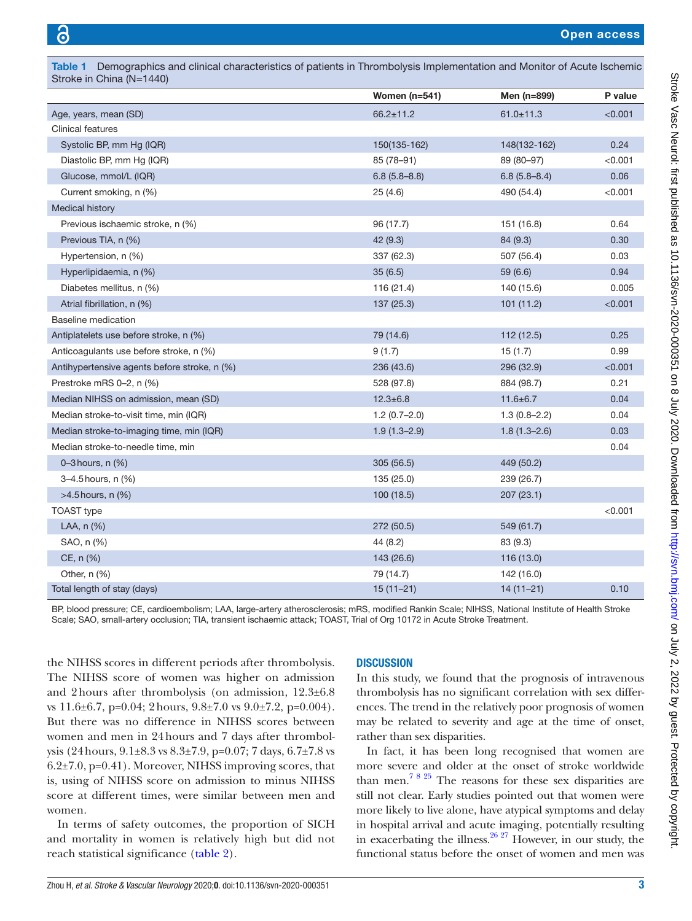**Table 1** Demographics and clinical characteristics of patients in Thrombolysis Implementation and Monitor of Acute Ischemic Stroke in China (N=1440)

| | Women (n=541) | Men (n=899) | P value |
|---|---|---|---|
| Age, years, mean (SD) | 66.2±11.2 | 61.0±11.3 | <0.001 |
| Clinical features | | | |
| Systolic BP, mm Hg (IQR) | 150(135-162) | 148(132-162) | 0.24 |
| Diastolic BP, mm Hg (IQR) | 85 (78–91) | 89 (80–97) | <0.001 |
| Glucose, mmol/L (IQR) | 6.8 (5.8–8.8) | 6.8 (5.8–8.4) | 0.06 |
| Current smoking, n (%) | 25 (4.6) | 490 (54.4) | <0.001 |
| Medical history | | | |
| Previous ischaemic stroke, n (%) | 96 (17.7) | 151 (16.8) | 0.64 |
| Previous TIA, n (%) | 42 (9.3) | 84 (9.3) | 0.30 |
| Hypertension, n (%) | 337 (62.3) | 507 (56.4) | 0.03 |
| Hyperlipidaemia, n (%) | 35 (6.5) | 59 (6.6) | 0.94 |
| Diabetes mellitus, n (%) | 116 (21.4) | 140 (15.6) | 0.005 |
| Atrial fibrillation, n (%) | 137 (25.3) | 101 (11.2) | <0.001 |
| Baseline medication | | | |
| Antiplatelets use before stroke, n (%) | 79 (14.6) | 112 (12.5) | 0.25 |
| Anticoagulants use before stroke, n (%) | 9 (1.7) | 15 (1.7) | 0.99 |
| Antihypertensive agents before stroke, n (%) | 236 (43.6) | 296 (32.9) | <0.001 |
| Prestroke mRS 0–2, n (%) | 528 (97.8) | 884 (98.7) | 0.21 |
| Median NIHSS on admission, mean (SD) | 12.3±6.8 | 11.6±6.7 | 0.04 |
| Median stroke-to-visit time, min (IQR) | 1.2 (0.7–2.0) | 1.3 (0.8–2.2) | 0.04 |
| Median stroke-to-imaging time, min (IQR) | 1.9 (1.3–2.9) | 1.8 (1.3–2.6) | 0.03 |
| Median stroke-to-needle time, min | | | 0.04 |
| 0–3 hours, n (%) | 305 (56.5) | 449 (50.2) | |
| 3–4.5 hours, n (%) | 135 (25.0) | 239 (26.7) | |
| >4.5 hours, n (%) | 100 (18.5) | 207 (23.1) | |
| TOAST type | | | <0.001 |
| LAA, n (%) | 272 (50.5) | 549 (61.7) | |
| SAO, n (%) | 44 (8.2) | 83 (9.3) | |
| CE, n (%) | 143 (26.6) | 116 (13.0) | |
| Other, n (%) | 79 (14.7) | 142 (16.0) | |
| Total length of stay (days) | 15 (11–21) | 14 (11–21) | 0.10 |

BP, blood pressure; CE, cardioembolism; LAA, large-artery atherosclerosis; mRS, modified Rankin Scale; NIHSS, National Institute of Health Stroke Scale; SAO, small-artery occlusion; TIA, transient ischaemic attack; TOAST, Trial of Org 10172 in Acute Stroke Treatment.

the NIHSS scores in different periods after thrombolysis. The NIHSS score of women was higher on admission and 2 hours after thrombolysis (on admission, 12.3±6.8 vs 11.6±6.7, p=0.04; 2 hours, 9.8±7.0 vs 9.0±7.2, p=0.004). But there was no difference in NIHSS scores between women and men in 24 hours and 7 days after thrombolysis (24 hours, 9.1±8.3 vs 8.3±7.9, p=0.07; 7 days, 6.7±7.8 vs 6.2±7.0, p=0.41). Moreover, NIHSS improving scores, that is, using of NIHSS score on admission to minus NIHSS score at different times, were similar between men and women.

In terms of safety outcomes, the proportion of SICH and mortality in women is relatively high but did not reach statistical significance (table 2).

## DISCUSSION

In this study, we found that the prognosis of intravenous thrombolysis has no significant correlation with sex differences. The trend in the relatively poor prognosis of women may be related to severity and age at the time of onset, rather than sex disparities.

In fact, it has been long recognised that women are more severe and older at the onset of stroke worldwide than men.[7 8 25] The reasons for these sex disparities are still not clear. Early studies pointed out that women were more likely to live alone, have atypical symptoms and delay in hospital arrival and acute imaging, potentially resulting in exacerbating the illness.[26 27] However, in our study, the functional status before the onset of women and men was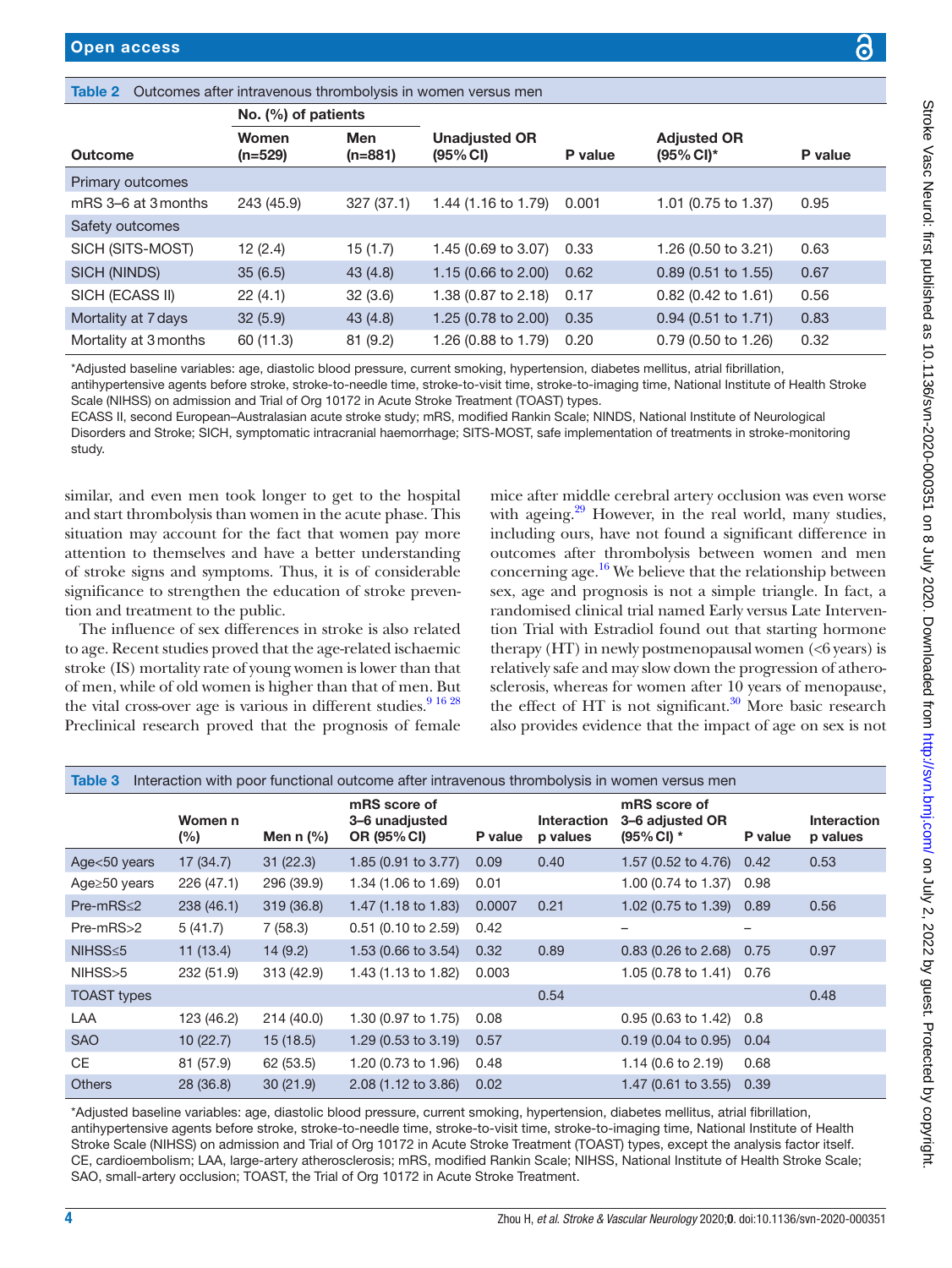**Table 2** Outcomes after intravenous thrombolysis in women versus men

| Outcome | No. (%) of patients | | Unadjusted OR (95% CI) | P value | Adjusted OR (95% CI)* | P value |
|---|---|---|---|---|---|---|
| | Women (n=529) | Men (n=881) | | | | |
| Primary outcomes | | | | | | |
| mRS 3–6 at 3 months | 243 (45.9) | 327 (37.1) | 1.44 (1.16 to 1.79) | 0.001 | 1.01 (0.75 to 1.37) | 0.95 |
| Safety outcomes | | | | | | |
| SICH (SITS-MOST) | 12 (2.4) | 15 (1.7) | 1.45 (0.69 to 3.07) | 0.33 | 1.26 (0.50 to 3.21) | 0.63 |
| SICH (NINDS) | 35 (6.5) | 43 (4.8) | 1.15 (0.66 to 2.00) | 0.62 | 0.89 (0.51 to 1.55) | 0.67 |
| SICH (ECASS II) | 22 (4.1) | 32 (3.6) | 1.38 (0.87 to 2.18) | 0.17 | 0.82 (0.42 to 1.61) | 0.56 |
| Mortality at 7 days | 32 (5.9) | 43 (4.8) | 1.25 (0.78 to 2.00) | 0.35 | 0.94 (0.51 to 1.71) | 0.83 |
| Mortality at 3 months | 60 (11.3) | 81 (9.2) | 1.26 (0.88 to 1.79) | 0.20 | 0.79 (0.50 to 1.26) | 0.32 |

*Adjusted baseline variables: age, diastolic blood pressure, current smoking, hypertension, diabetes mellitus, atrial fibrillation, antihypertensive agents before stroke, stroke-to-needle time, stroke-to-visit time, stroke-to-imaging time, National Institute of Health Stroke Scale (NIHSS) on admission and Trial of Org 10172 in Acute Stroke Treatment (TOAST) types.
ECASS II, second European–Australasian acute stroke study; mRS, modified Rankin Scale; NINDS, National Institute of Neurological Disorders and Stroke; SICH, symptomatic intracranial haemorrhage; SITS-MOST, safe implementation of treatments in stroke-monitoring study.

similar, and even men took longer to get to the hospital and start thrombolysis than women in the acute phase. This situation may account for the fact that women pay more attention to themselves and have a better understanding of stroke signs and symptoms. Thus, it is of considerable significance to strengthen the education of stroke prevention and treatment to the public.

The influence of sex differences in stroke is also related to age. Recent studies proved that the age-related ischaemic stroke (IS) mortality rate of young women is lower than that of men, while of old women is higher than that of men. But the vital cross-over age is various in different studies.[9 16 28] Preclinical research proved that the prognosis of female mice after middle cerebral artery occlusion was even worse with ageing.[29] However, in the real world, many studies, including ours, have not found a significant difference in outcomes after thrombolysis between women and men concerning age.[16] We believe that the relationship between sex, age and prognosis is not a simple triangle. In fact, a randomised clinical trial named Early versus Late Intervention Trial with Estradiol found out that starting hormone therapy (HT) in newly postmenopausal women (<6 years) is relatively safe and may slow down the progression of atherosclerosis, whereas for women after 10 years of menopause, the effect of HT is not significant.[30] More basic research also provides evidence that the impact of age on sex is not

**Table 3** Interaction with poor functional outcome after intravenous thrombolysis in women versus men

| | Women n (%) | Men n (%) | mRS score of 3–6 unadjusted OR (95% CI) | P value | Interaction p values | mRS score of 3–6 adjusted OR (95% CI) * | P value | Interaction p values |
|---|---|---|---|---|---|---|---|---|
| Age<50 years | 17 (34.7) | 31 (22.3) | 1.85 (0.91 to 3.77) | 0.09 | 0.40 | 1.57 (0.52 to 4.76) | 0.42 | 0.53 |
| Age≥50 years | 226 (47.1) | 296 (39.9) | 1.34 (1.06 to 1.69) | 0.01 | | 1.00 (0.74 to 1.37) | 0.98 | |
| Pre-mRS≤2 | 238 (46.1) | 319 (36.8) | 1.47 (1.18 to 1.83) | 0.0007 | 0.21 | 1.02 (0.75 to 1.39) | 0.89 | 0.56 |
| Pre-mRS>2 | 5 (41.7) | 7 (58.3) | 0.51 (0.10 to 2.59) | 0.42 | | – | – | |
| NIHSS≤5 | 11 (13.4) | 14 (9.2) | 1.53 (0.66 to 3.54) | 0.32 | 0.89 | 0.83 (0.26 to 2.68) | 0.75 | 0.97 |
| NIHSS>5 | 232 (51.9) | 313 (42.9) | 1.43 (1.13 to 1.82) | 0.003 | | 1.05 (0.78 to 1.41) | 0.76 | |
| TOAST types | | | | | 0.54 | | | 0.48 |
| LAA | 123 (46.2) | 214 (40.0) | 1.30 (0.97 to 1.75) | 0.08 | | 0.95 (0.63 to 1.42) | 0.8 | |
| SAO | 10 (22.7) | 15 (18.5) | 1.29 (0.53 to 3.19) | 0.57 | | 0.19 (0.04 to 0.95) | 0.04 | |
| CE | 81 (57.9) | 62 (53.5) | 1.20 (0.73 to 1.96) | 0.48 | | 1.14 (0.6 to 2.19) | 0.68 | |
| Others | 28 (36.8) | 30 (21.9) | 2.08 (1.12 to 3.86) | 0.02 | | 1.47 (0.61 to 3.55) | 0.39 | |

*Adjusted baseline variables: age, diastolic blood pressure, current smoking, hypertension, diabetes mellitus, atrial fibrillation, antihypertensive agents before stroke, stroke-to-needle time, stroke-to-visit time, stroke-to-imaging time, National Institute of Health Stroke Scale (NIHSS) on admission and Trial of Org 10172 in Acute Stroke Treatment (TOAST) types, except the analysis factor itself.
CE, cardioembolism; LAA, large-artery atherosclerosis; mRS, modified Rankin Scale; NIHSS, National Institute of Health Stroke Scale; SAO, small-artery occlusion; TOAST, the Trial of Org 10172 in Acute Stroke Treatment.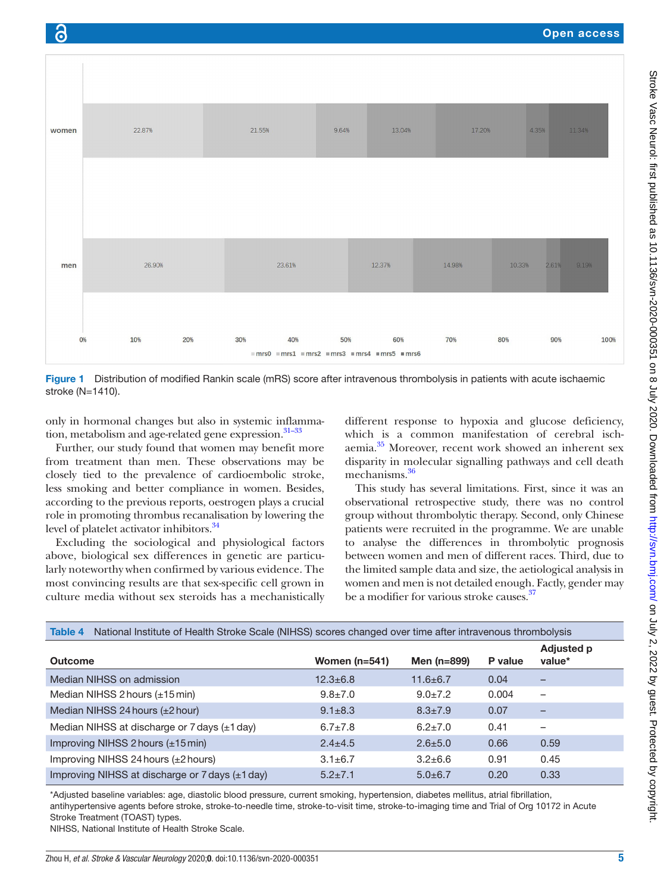Figure 1 Distribution of modified Rankin scale (mRS) score after intravenous thrombolysis in patients with acute ischaemic stroke (N=1410).

only in hormonal changes but also in systemic inflammation, metabolism and age-related gene expression.[31–33]

Further, our study found that women may benefit more from treatment than men. These observations may be closely tied to the prevalence of cardioembolic stroke, less smoking and better compliance in women. Besides, according to the previous reports, oestrogen plays a crucial role in promoting thrombus recanalisation by lowering the level of platelet activator inhibitors.[34]

Excluding the sociological and physiological factors above, biological sex differences in genetic are particularly noteworthy when confirmed by various evidence. The most convincing results are that sex-specific cell grown in culture media without sex steroids has a mechanistically different response to hypoxia and glucose deficiency, which is a common manifestation of cerebral ischaemia.[35] Moreover, recent work showed an inherent sex disparity in molecular signalling pathways and cell death mechanisms.[36]

This study has several limitations. First, since it was an observational retrospective study, there was no control group without thrombolytic therapy. Second, only Chinese patients were recruited in the programme. We are unable to analyse the differences in thrombolytic prognosis between women and men of different races. Third, due to the limited sample data and size, the aetiological analysis in women and men is not detailed enough. Factly, gender may be a modifier for various stroke causes.[37]

**Table 4** National Institute of Health Stroke Scale (NIHSS) scores changed over time after intravenous thrombolysis

| Outcome | Women (n=541) | Men (n=899) | P value | Adjusted p value* |
|---|---|---|---|---|
| Median NIHSS on admission | 12.3±6.8 | 11.6±6.7 | 0.04 | – |
| Median NIHSS 2 hours (±15 min) | 9.8±7.0 | 9.0±7.2 | 0.004 | – |
| Median NIHSS 24 hours (±2 hour) | 9.1±8.3 | 8.3±7.9 | 0.07 | – |
| Median NIHSS at discharge or 7 days (±1 day) | 6.7±7.8 | 6.2±7.0 | 0.41 | – |
| Improving NIHSS 2 hours (±15 min) | 2.4±4.5 | 2.6±5.0 | 0.66 | 0.59 |
| Improving NIHSS 24 hours (±2 hours) | 3.1±6.7 | 3.2±6.6 | 0.91 | 0.45 |
| Improving NIHSS at discharge or 7 days (±1 day) | 5.2±7.1 | 5.0±6.7 | 0.20 | 0.33 |

*Adjusted baseline variables: age, diastolic blood pressure, current smoking, hypertension, diabetes mellitus, atrial fibrillation, antihypertensive agents before stroke, stroke-to-needle time, stroke-to-visit time, stroke-to-imaging time and Trial of Org 10172 in Acute Stroke Treatment (TOAST) types.
NIHSS, National Institute of Health Stroke Scale.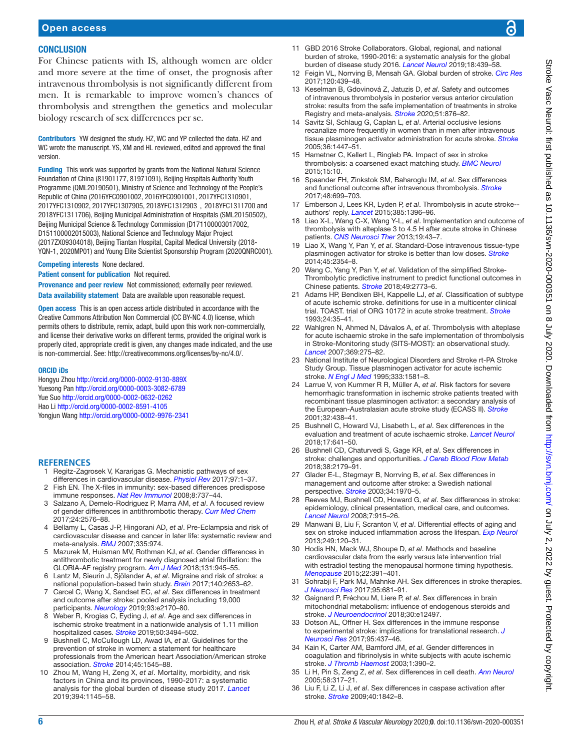## CONCLUSION

For Chinese patients with IS, although women are older and more severe at the time of onset, the prognosis after intravenous thrombolysis is not significantly different from men. It is remarkable to improve women's chances of thrombolysis and strengthen the genetics and molecular biology research of sex differences per se.

**Contributors** YW designed the study. HZ, WC and YP collected the data. HZ and WC wrote the manuscript. YS, XM and HL reviewed, edited and approved the final version.

**Funding** This work was supported by grants from the National Natural Science Foundation of China (81901177, 81971091), Beijing Hospitals Authority Youth Programme (QML20190501), Ministry of Science and Technology of the People's Republic of China (2016YFC0901002, 2016YFC0901001, 2017YFC1310901, 2017YFC1310902, 2017YFC1307905, 2018YFC1312903，2018YFC1311700 and 2018YFC1311706), Beijing Municipal Administration of Hospitals (SML20150502), Beijing Municipal Science & Technology Commission (D171100003017002, D151100002015003), National Science and Technology Major Project (2017ZX09304018), Beijing Tiantan Hospital, Capital Medical University (2018-YQN-1, 2020MP01) and Young Elite Scientist Sponsorship Program (2020QNRC001).

**Competing interests** None declared.

**Patient consent for publication** Not required.

**Provenance and peer review** Not commissioned; externally peer reviewed.

**Data availability statement** Data are available upon reasonable request.

**Open access** This is an open access article distributed in accordance with the Creative Commons Attribution Non Commercial (CC BY-NC 4.0) license, which permits others to distribute, remix, adapt, build upon this work non-commercially, and license their derivative works on different terms, provided the original work is properly cited, appropriate credit is given, any changes made indicated, and the use is non-commercial. See: http://creativecommons.org/licenses/by-nc/4.0/.

### ORCID iDs

Hongyu Zhou http://orcid.org/0000-0002-9130-889X
Yuesong Pan http://orcid.org/0000-0003-3082-6789
Yue Suo http://orcid.org/0000-0002-0632-0262
Hao Li http://orcid.org/0000-0002-8591-4105
Yongjun Wang http://orcid.org/0000-0002-9976-2341

## REFERENCES

1. Regitz-Zagrosek V, Kararigas G. Mechanistic pathways of sex differences in cardiovascular disease. *Physiol Rev* 2017;97:1–37.
2. Fish EN. The X-files in immunity: sex-based differences predispose immune responses. *Nat Rev Immunol* 2008;8:737–44.
3. Salzano A, Demelo-Rodriguez P, Marra AM, *et al*. A focused review of gender differences in antithrombotic therapy. *Curr Med Chem* 2017;24:2576–88.
4. Bellamy L, Casas J-P, Hingorani AD, *et al*. Pre-Eclampsia and risk of cardiovascular disease and cancer in later life: systematic review and meta-analysis. *BMJ* 2007;335:974.
5. Mazurek M, Huisman MV, Rothman KJ, *et al*. Gender differences in antithrombotic treatment for newly diagnosed atrial fibrillation: the GLORIA-AF registry program. *Am J Med* 2018;131:945–55.
6. Lantz M, Sieurin J, Sjölander A, *et al*. Migraine and risk of stroke: a national population-based twin study. *Brain* 2017;140:2653–62.
7. Carcel C, Wang X, Sandset EC, *et al*. Sex differences in treatment and outcome after stroke: pooled analysis including 19,000 participants. *Neurology* 2019;93:e2170–80.
8. Weber R, Krogias C, Eyding J, *et al*. Age and sex differences in ischemic stroke treatment in a nationwide analysis of 1.11 million hospitalized cases. *Stroke* 2019;50:3494–502.
9. Bushnell C, McCullough LD, Awad IA, *et al*. Guidelines for the prevention of stroke in women: a statement for healthcare professionals from the American heart Association/American stroke association. *Stroke* 2014;45:1545–88.
10. Zhou M, Wang H, Zeng X, *et al*. Mortality, morbidity, and risk factors in China and its provinces, 1990-2017: a systematic analysis for the global burden of disease study 2017. *Lancet* 2019;394:1145–58.
11. GBD 2016 Stroke Collaborators. Global, regional, and national burden of stroke, 1990-2016: a systematic analysis for the global burden of disease study 2016. *Lancet Neurol* 2019;18:439–58.
12. Feigin VL, Norrving B, Mensah GA. Global burden of stroke. *Circ Res* 2017;120:439–48.
13. Keselman B, Gdovinová Z, Jatuzis D, *et al*. Safety and outcomes of intravenous thrombolysis in posterior versus anterior circulation stroke: results from the safe implementation of treatments in stroke Registry and meta-analysis. *Stroke* 2020;51:876–82.
14. Savitz SI, Schlaug G, Caplan L, *et al*. Arterial occlusive lesions recanalize more frequently in women than in men after intravenous tissue plasminogen activator administration for acute stroke. *Stroke* 2005;36:1447–51.
15. Hametner C, Kellert L, Ringleb PA. Impact of sex in stroke thrombolysis: a coarsened exact matching study. *BMC Neurol* 2015;15:10.
16. Spaander FH, Zinkstok SM, Baharoglu IM, *et al*. Sex differences and functional outcome after intravenous thrombolysis. *Stroke* 2017;48:699–703.
17. Emberson J, Lees KR, Lyden P, *et al*. Thrombolysis in acute stroke--authors' reply. *Lancet* 2015;385:1396–96.
18. Liao X-L, Wang C-X, Wang Y-L, *et al*. Implementation and outcome of thrombolysis with alteplase 3 to 4.5 H after acute stroke in Chinese patients. *CNS Neurosci Ther* 2013;19:43–7.
19. Liao X, Wang Y, Pan Y, *et al*. Standard-Dose intravenous tissue-type plasminogen activator for stroke is better than low doses. *Stroke* 2014;45:2354–8.
20. Wang C, Yang Y, Pan Y, *et al*. Validation of the simplified Stroke-Thrombolytic predictive instrument to predict functional outcomes in Chinese patients. *Stroke* 2018;49:2773–6.
21. Adams HP, Bendixen BH, Kappelle LJ, *et al*. Classification of subtype of acute ischemic stroke. definitions for use in a multicenter clinical trial. TOAST. trial of ORG 10172 in acute stroke treatment. *Stroke* 1993;24:35–41.
22. Wahlgren N, Ahmed N, Dávalos A, *et al*. Thrombolysis with alteplase for acute ischaemic stroke in the safe implementation of thrombolysis in Stroke-Monitoring study (SITS-MOST): an observational study. *Lancet* 2007;369:275–82.
23. National Institute of Neurological Disorders and Stroke rt-PA Stroke Study Group. Tissue plasminogen activator for acute ischemic stroke. *N Engl J Med* 1995;333:1581–8.
24. Larrue V, von Kummer R R, Müller A, *et al*. Risk factors for severe hemorrhagic transformation in ischemic stroke patients treated with recombinant tissue plasminogen activator: a secondary analysis of the European-Australasian acute stroke study (ECASS II). *Stroke* 2001;32:438–41.
25. Bushnell C, Howard VJ, Lisabeth L, *et al*. Sex differences in the evaluation and treatment of acute ischaemic stroke. *Lancet Neurol* 2018;17:641–50.
26. Bushnell CD, Chaturvedi S, Gage KR, *et al*. Sex differences in stroke: challenges and opportunities. *J Cereb Blood Flow Metab* 2018;38:2179–91.
27. Glader E-L, Stegmayr B, Norrving B, *et al*. Sex differences in management and outcome after stroke: a Swedish national perspective. *Stroke* 2003;34:1970–5.
28. Reeves MJ, Bushnell CD, Howard G, *et al*. Sex differences in stroke: epidemiology, clinical presentation, medical care, and outcomes. *Lancet Neurol* 2008;7:915–26.
29. Manwani B, Liu F, Scranton V, *et al*. Differential effects of aging and sex on stroke induced inflammation across the lifespan. *Exp Neurol* 2013;249:120–31.
30. Hodis HN, Mack WJ, Shoupe D, *et al*. Methods and baseline cardiovascular data from the early versus late intervention trial with estradiol testing the menopausal hormone timing hypothesis. *Menopause* 2015;22:391–401.
31. Sohrabji F, Park MJ, Mahnke AH. Sex differences in stroke therapies. *J Neurosci Res* 2017;95:681–91.
32. Gaignard P, Fréchou M, Liere P, *et al*. Sex differences in brain mitochondrial metabolism: influence of endogenous steroids and stroke. *J Neuroendocrinol* 2018;30:e12497.
33. Dotson AL, Offner H. Sex differences in the immune response to experimental stroke: implications for translational research. *J Neurosci Res* 2017;95:437–46.
34. Kain K, Carter AM, Bamford JM, *et al*. Gender differences in coagulation and fibrinolysis in white subjects with acute ischemic stroke. *J Thromb Haemost* 2003;1:390–2.
35. Li H, Pin S, Zeng Z, *et al*. Sex differences in cell death. *Ann Neurol* 2005;58:317–21.
36. Liu F, Li Z, Li J, *et al*. Sex differences in caspase activation after stroke. *Stroke* 2009;40:1842–8.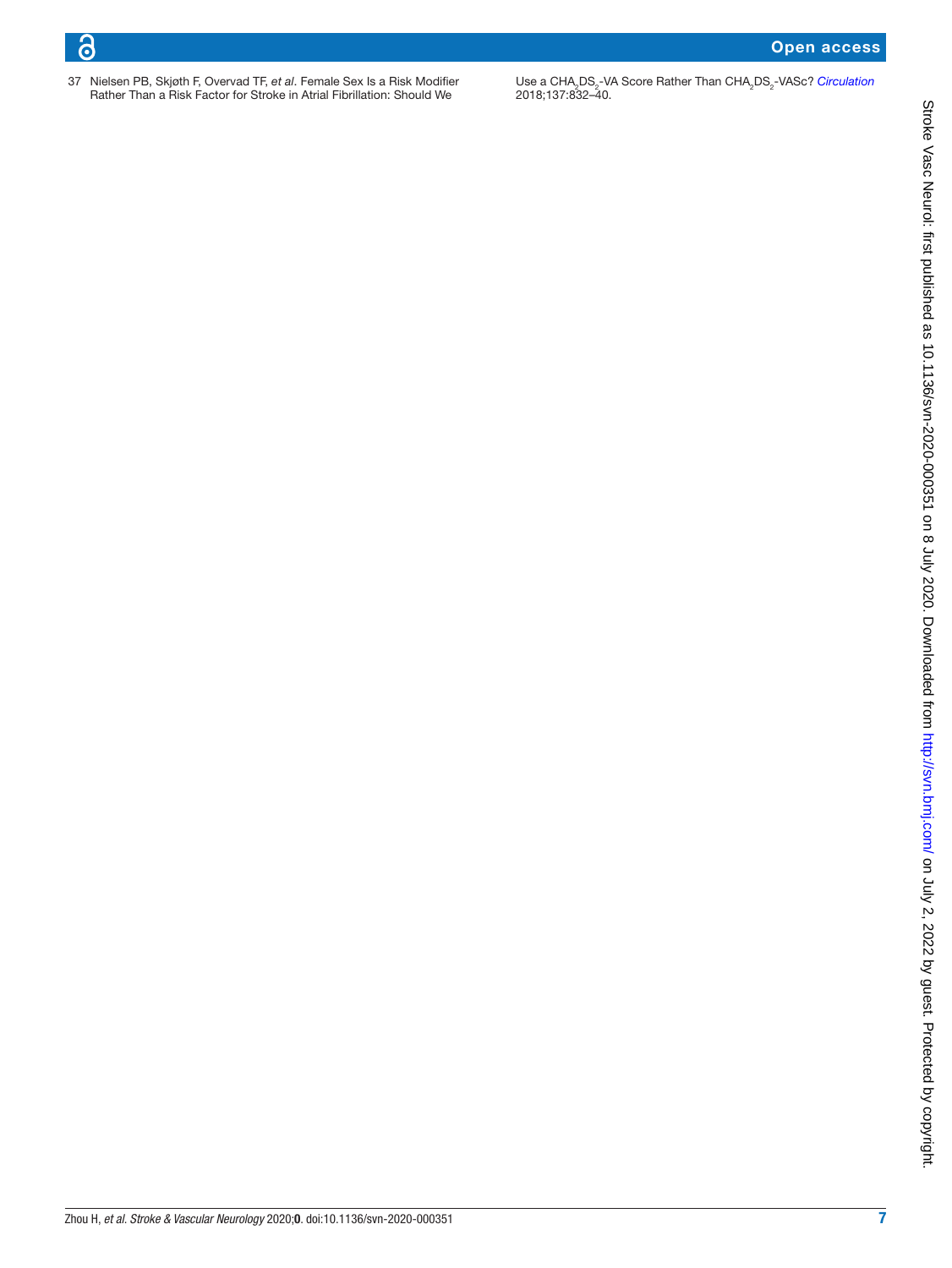37 Nielsen PB, Skjøth F, Overvad TF, *et al*. Female Sex Is a Risk Modifier Rather Than a Risk Factor for Stroke in Atrial Fibrillation: Should We Use a $CHA_2DS_2$-VA Score Rather Than $CHA_2DS_2$-VASc? *Circulation* 2018;137:832–40.